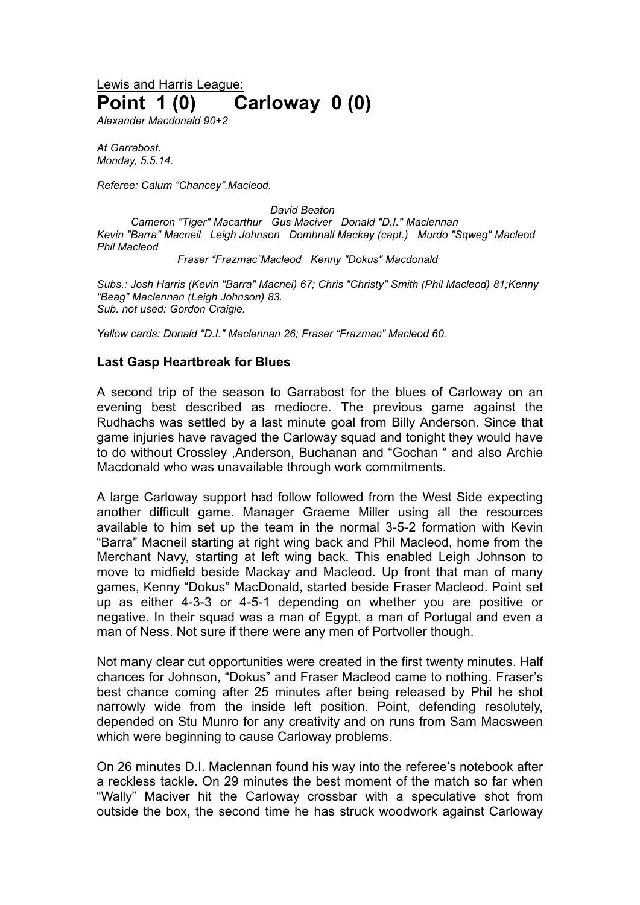<u>Lewis and Harris League:</u>

# Point 1 (0) Carloway 0 (0)

*Alexander Macdonald 90+2*

*At Garrabost.*
*Monday, 5.5.14.*

*Referee: Calum "Chancey".Macleod.*

*David Beaton*
*Cameron "Tiger" Macarthur Gus Maciver Donald "D.I." Maclennan*
*Kevin "Barra" Macneil Leigh Johnson Domhnall Mackay (capt.) Murdo "Sqweg" Macleod*
*Phil Macleod*
*Fraser "Frazmac"Macleod Kenny "Dokus" Macdonald*

*Subs.: Josh Harris (Kevin "Barra" Macnei) 67; Chris "Christy" Smith (Phil Macleod) 81;Kenny "Beag" Maclennan (Leigh Johnson) 83.*
*Sub. not used: Gordon Craigie.*

*Yellow cards: Donald "D.I." Maclennan 26; Fraser "Frazmac" Macleod 60.*

**Last Gasp Heartbreak for Blues**

A second trip of the season to Garrabost for the blues of Carloway on an evening best described as mediocre. The previous game against the Rudhachs was settled by a last minute goal from Billy Anderson. Since that game injuries have ravaged the Carloway squad and tonight they would have to do without Crossley ,Anderson, Buchanan and "Gochan " and also Archie Macdonald who was unavailable through work commitments.

A large Carloway support had follow followed from the West Side expecting another difficult game. Manager Graeme Miller using all the resources available to him set up the team in the normal 3-5-2 formation with Kevin "Barra" Macneil starting at right wing back and Phil Macleod, home from the Merchant Navy, starting at left wing back. This enabled Leigh Johnson to move to midfield beside Mackay and Macleod. Up front that man of many games, Kenny "Dokus" MacDonald, started beside Fraser Macleod. Point set up as either 4-3-3 or 4-5-1 depending on whether you are positive or negative. In their squad was a man of Egypt, a man of Portugal and even a man of Ness. Not sure if there were any men of Portvoller though.

Not many clear cut opportunities were created in the first twenty minutes. Half chances for Johnson, "Dokus" and Fraser Macleod came to nothing. Fraser's best chance coming after 25 minutes after being released by Phil he shot narrowly wide from the inside left position. Point, defending resolutely, depended on Stu Munro for any creativity and on runs from Sam Macsween which were beginning to cause Carloway problems.

On 26 minutes D.I. Maclennan found his way into the referee's notebook after a reckless tackle. On 29 minutes the best moment of the match so far when "Wally" Maciver hit the Carloway crossbar with a speculative shot from outside the box, the second time he has struck woodwork against Carloway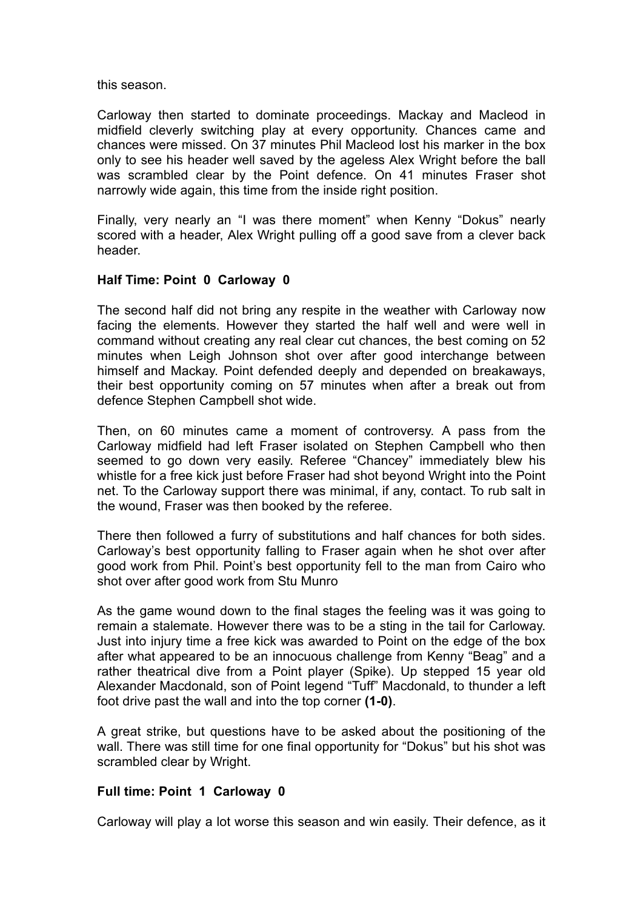this season.

Carloway then started to dominate proceedings. Mackay and Macleod in midfield cleverly switching play at every opportunity. Chances came and chances were missed. On 37 minutes Phil Macleod lost his marker in the box only to see his header well saved by the ageless Alex Wright before the ball was scrambled clear by the Point defence. On 41 minutes Fraser shot narrowly wide again, this time from the inside right position.

Finally, very nearly an "I was there moment" when Kenny "Dokus" nearly scored with a header, Alex Wright pulling off a good save from a clever back header.

**Half Time: Point 0 Carloway 0**

The second half did not bring any respite in the weather with Carloway now facing the elements. However they started the half well and were well in command without creating any real clear cut chances, the best coming on 52 minutes when Leigh Johnson shot over after good interchange between himself and Mackay. Point defended deeply and depended on breakaways, their best opportunity coming on 57 minutes when after a break out from defence Stephen Campbell shot wide.

Then, on 60 minutes came a moment of controversy. A pass from the Carloway midfield had left Fraser isolated on Stephen Campbell who then seemed to go down very easily. Referee "Chancey" immediately blew his whistle for a free kick just before Fraser had shot beyond Wright into the Point net. To the Carloway support there was minimal, if any, contact. To rub salt in the wound, Fraser was then booked by the referee.

There then followed a furry of substitutions and half chances for both sides. Carloway's best opportunity falling to Fraser again when he shot over after good work from Phil. Point's best opportunity fell to the man from Cairo who shot over after good work from Stu Munro

As the game wound down to the final stages the feeling was it was going to remain a stalemate. However there was to be a sting in the tail for Carloway. Just into injury time a free kick was awarded to Point on the edge of the box after what appeared to be an innocuous challenge from Kenny "Beag" and a rather theatrical dive from a Point player (Spike). Up stepped 15 year old Alexander Macdonald, son of Point legend "Tuff" Macdonald, to thunder a left foot drive past the wall and into the top corner **(1-0)**.

A great strike, but questions have to be asked about the positioning of the wall. There was still time for one final opportunity for "Dokus" but his shot was scrambled clear by Wright.

**Full time: Point 1 Carloway 0**

Carloway will play a lot worse this season and win easily. Their defence, as it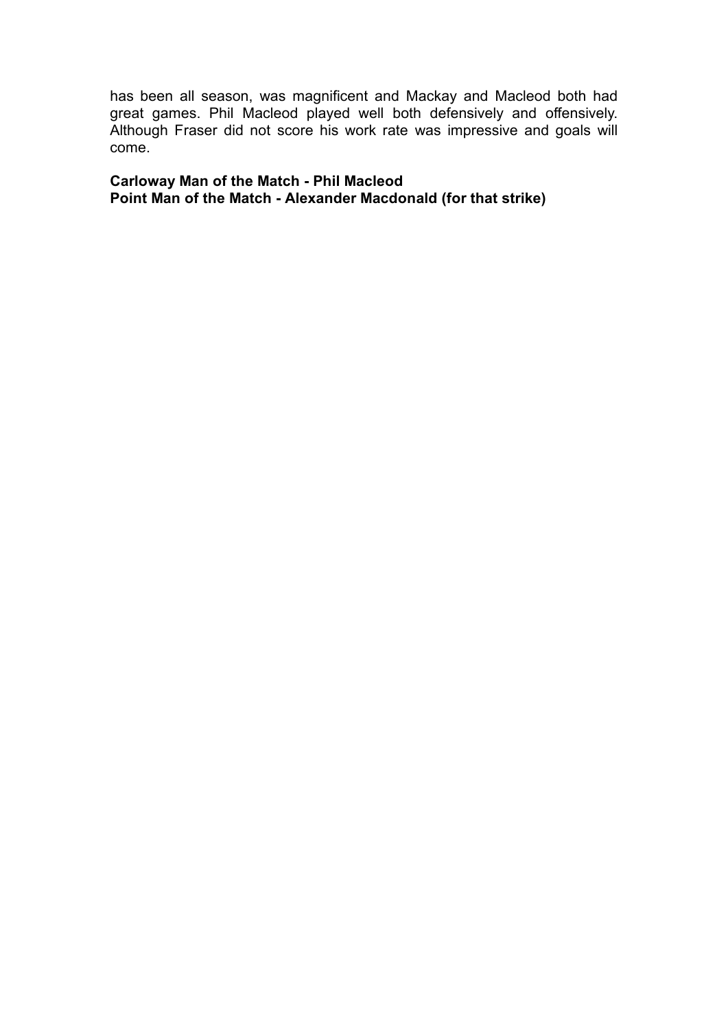has been all season, was magnificent and Mackay and Macleod both had great games. Phil Macleod played well both defensively and offensively. Although Fraser did not score his work rate was impressive and goals will come.

**Carloway Man of the Match - Phil Macleod**
**Point Man of the Match - Alexander Macdonald (for that strike)**